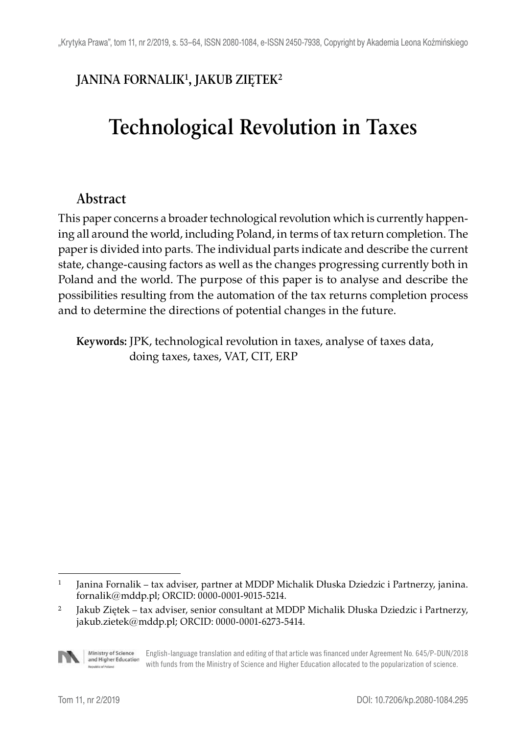**JANINA FORNALIK[1], JAKUB ZIĘTEK[2]**

# Technological Revolution in Taxes

## Abstract

This paper concerns a broader technological revolution which is currently happening all around the world, including Poland, in terms of tax return completion. The paper is divided into parts. The individual parts indicate and describe the current state, change-causing factors as well as the changes progressing currently both in Poland and the world. The purpose of this paper is to analyse and describe the possibilities resulting from the automation of the tax returns completion process and to determine the directions of potential changes in the future.

**Keywords:** JPK, technological revolution in taxes, analyse of taxes data, doing taxes, taxes, VAT, CIT, ERP

---

[1] Janina Fornalik – tax adviser, partner at MDDP Michalik Dłuska Dziedzic i Partnerzy, janina.fornalik@mddp.pl; ORCID: 0000-0001-9015-5214.

[2] Jakub Ziętek – tax adviser, senior consultant at MDDP Michalik Dłuska Dziedzic i Partnerzy, jakub.zietek@mddp.pl; ORCID: 0000-0001-6273-5414.

English-language translation and editing of that article was financed under Agreement No. 645/P-DUN/2018 with funds from the Ministry of Science and Higher Education allocated to the popularization of science.

DOI: 10.7206/kp.2080-1084.295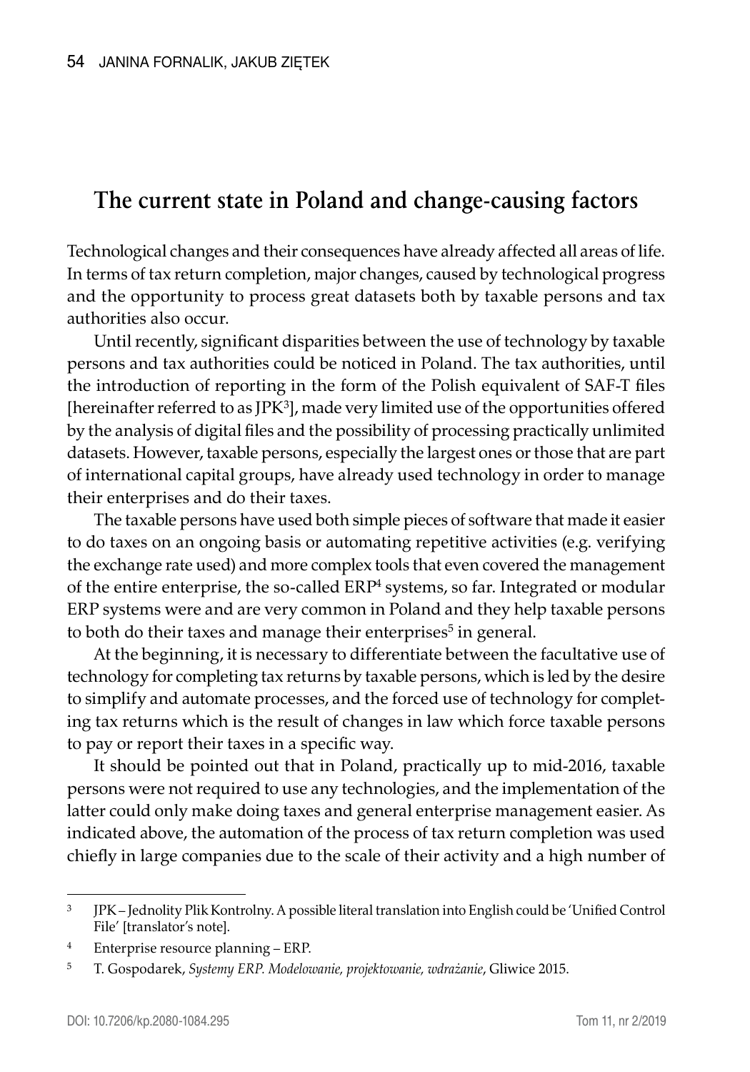## The current state in Poland and change-causing factors

Technological changes and their consequences have already affected all areas of life. In terms of tax return completion, major changes, caused by technological progress and the opportunity to process great datasets both by taxable persons and tax authorities also occur.

Until recently, significant disparities between the use of technology by taxable persons and tax authorities could be noticed in Poland. The tax authorities, until the introduction of reporting in the form of the Polish equivalent of SAF-T files [hereinafter referred to as JPK[3]], made very limited use of the opportunities offered by the analysis of digital files and the possibility of processing practically unlimited datasets. However, taxable persons, especially the largest ones or those that are part of international capital groups, have already used technology in order to manage their enterprises and do their taxes.

The taxable persons have used both simple pieces of software that made it easier to do taxes on an ongoing basis or automating repetitive activities (e.g. verifying the exchange rate used) and more complex tools that even covered the management of the entire enterprise, the so-called ERP[4] systems, so far. Integrated or modular ERP systems were and are very common in Poland and they help taxable persons to both do their taxes and manage their enterprises[5] in general.

At the beginning, it is necessary to differentiate between the facultative use of technology for completing tax returns by taxable persons, which is led by the desire to simplify and automate processes, and the forced use of technology for completing tax returns which is the result of changes in law which force taxable persons to pay or report their taxes in a specific way.

It should be pointed out that in Poland, practically up to mid-2016, taxable persons were not required to use any technologies, and the implementation of the latter could only make doing taxes and general enterprise management easier. As indicated above, the automation of the process of tax return completion was used chiefly in large companies due to the scale of their activity and a high number of

---

[3] JPK – Jednolity Plik Kontrolny. A possible literal translation into English could be 'Unified Control File' [translator's note].

[4] Enterprise resource planning – ERP.

[5] T. Gospodarek, *Systemy ERP. Modelowanie, projektowanie, wdrażanie*, Gliwice 2015.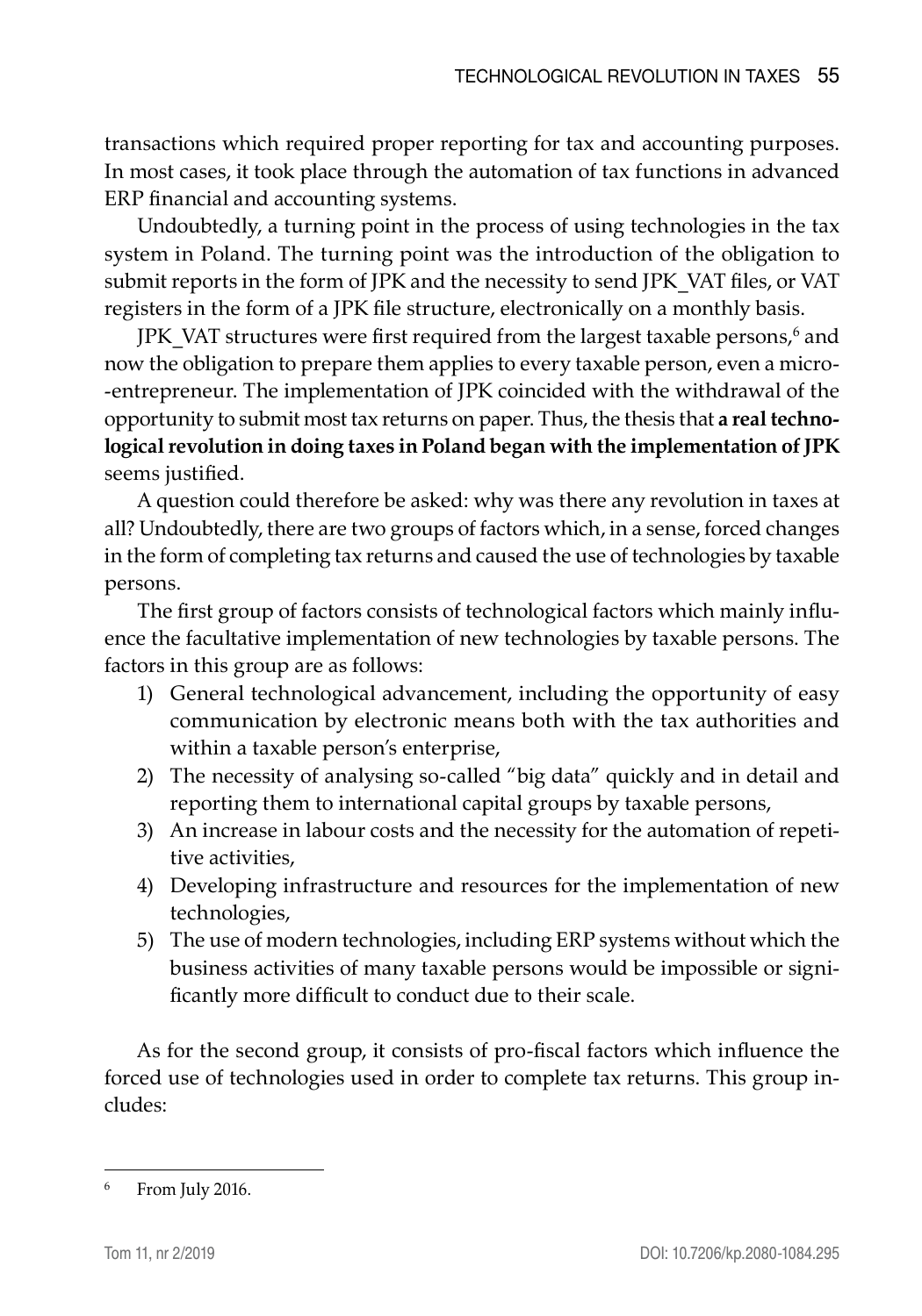transactions which required proper reporting for tax and accounting purposes. In most cases, it took place through the automation of tax functions in advanced ERP financial and accounting systems.

Undoubtedly, a turning point in the process of using technologies in the tax system in Poland. The turning point was the introduction of the obligation to submit reports in the form of JPK and the necessity to send JPK_VAT files, or VAT registers in the form of a JPK file structure, electronically on a monthly basis.

JPK_VAT structures were first required from the largest taxable persons,[6] and now the obligation to prepare them applies to every taxable person, even a micro-entrepreneur. The implementation of JPK coincided with the withdrawal of the opportunity to submit most tax returns on paper. Thus, the thesis that **a real technological revolution in doing taxes in Poland began with the implementation of JPK** seems justified.

A question could therefore be asked: why was there any revolution in taxes at all? Undoubtedly, there are two groups of factors which, in a sense, forced changes in the form of completing tax returns and caused the use of technologies by taxable persons.

The first group of factors consists of technological factors which mainly influence the facultative implementation of new technologies by taxable persons. The factors in this group are as follows:

1) General technological advancement, including the opportunity of easy communication by electronic means both with the tax authorities and within a taxable person's enterprise,
2) The necessity of analysing so-called "big data" quickly and in detail and reporting them to international capital groups by taxable persons,
3) An increase in labour costs and the necessity for the automation of repetitive activities,
4) Developing infrastructure and resources for the implementation of new technologies,
5) The use of modern technologies, including ERP systems without which the business activities of many taxable persons would be impossible or significantly more difficult to conduct due to their scale.

As for the second group, it consists of pro-fiscal factors which influence the forced use of technologies used in order to complete tax returns. This group includes:

---

[6] From July 2016.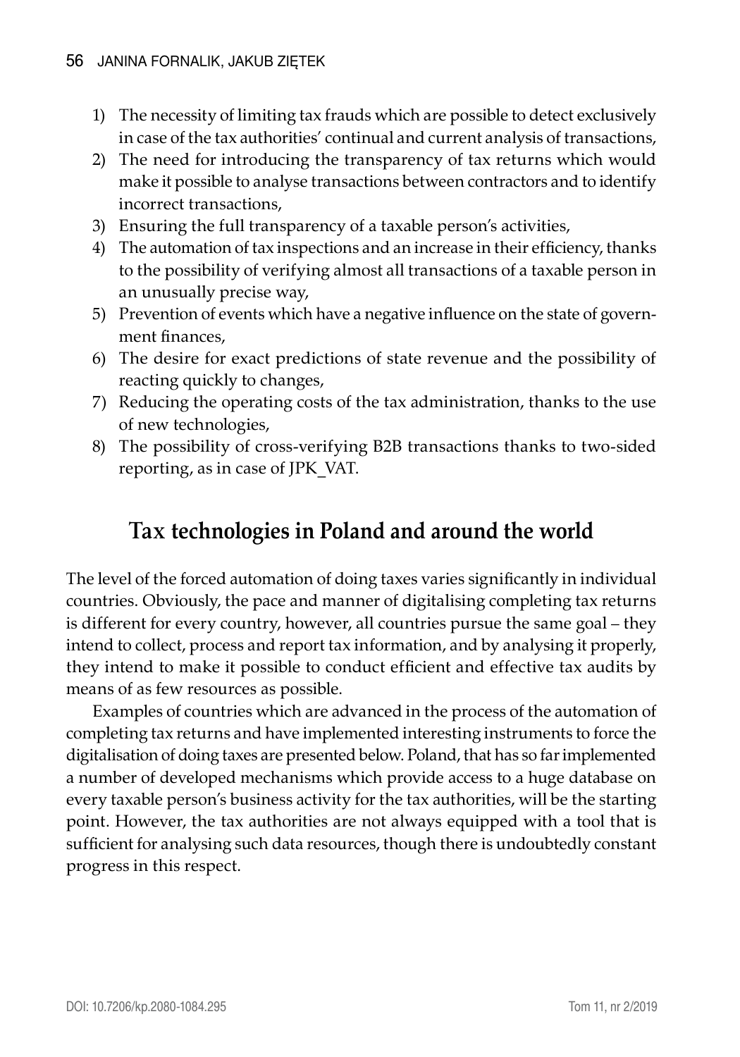1) The necessity of limiting tax frauds which are possible to detect exclusively in case of the tax authorities' continual and current analysis of transactions,
2) The need for introducing the transparency of tax returns which would make it possible to analyse transactions between contractors and to identify incorrect transactions,
3) Ensuring the full transparency of a taxable person's activities,
4) The automation of tax inspections and an increase in their efficiency, thanks to the possibility of verifying almost all transactions of a taxable person in an unusually precise way,
5) Prevention of events which have a negative influence on the state of government finances,
6) The desire for exact predictions of state revenue and the possibility of reacting quickly to changes,
7) Reducing the operating costs of the tax administration, thanks to the use of new technologies,
8) The possibility of cross-verifying B2B transactions thanks to two-sided reporting, as in case of JPK_VAT.

## Tax technologies in Poland and around the world

The level of the forced automation of doing taxes varies significantly in individual countries. Obviously, the pace and manner of digitalising completing tax returns is different for every country, however, all countries pursue the same goal – they intend to collect, process and report tax information, and by analysing it properly, they intend to make it possible to conduct efficient and effective tax audits by means of as few resources as possible.

Examples of countries which are advanced in the process of the automation of completing tax returns and have implemented interesting instruments to force the digitalisation of doing taxes are presented below. Poland, that has so far implemented a number of developed mechanisms which provide access to a huge database on every taxable person's business activity for the tax authorities, will be the starting point. However, the tax authorities are not always equipped with a tool that is sufficient for analysing such data resources, though there is undoubtedly constant progress in this respect.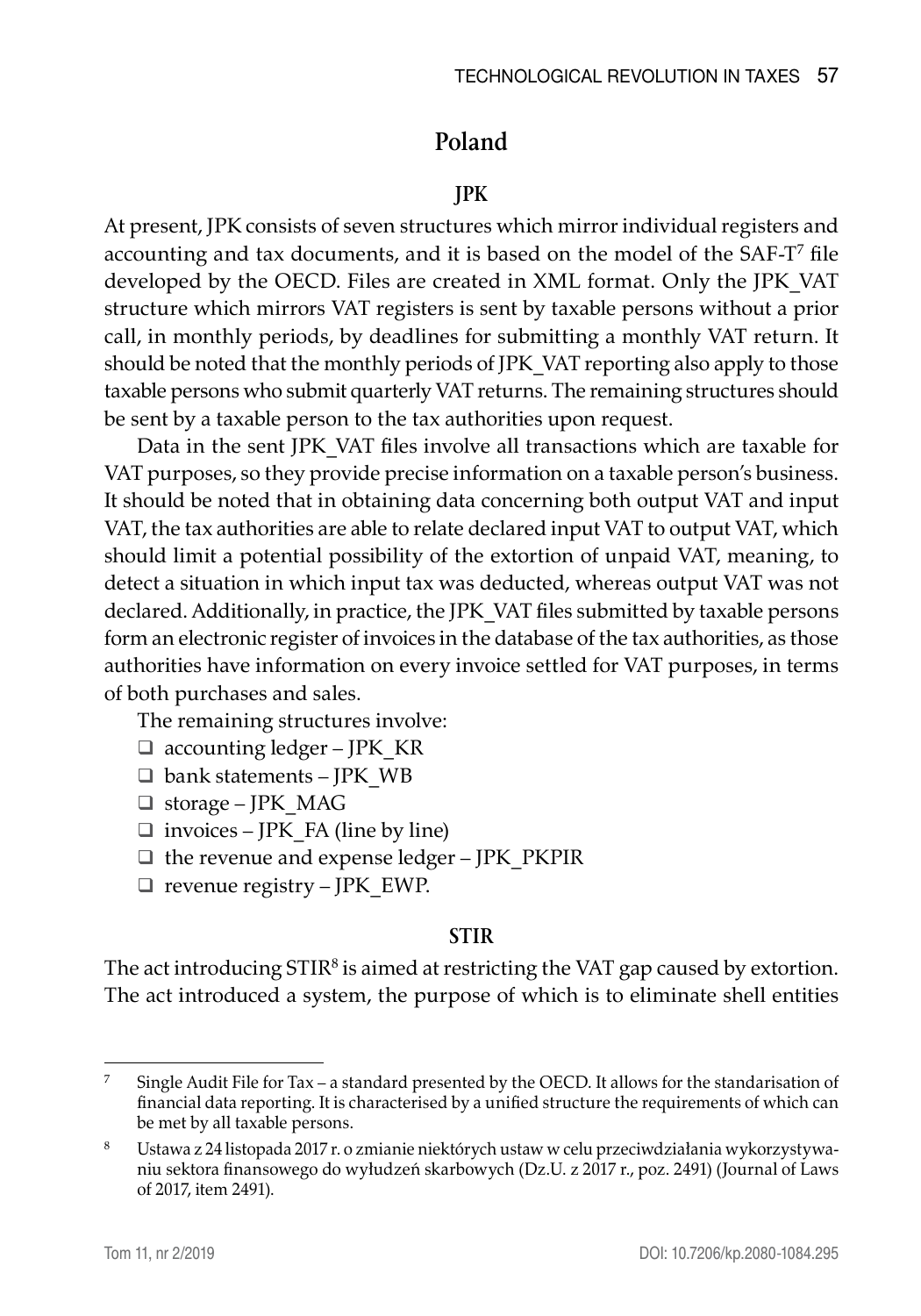## Poland

### JPK

At present, JPK consists of seven structures which mirror individual registers and accounting and tax documents, and it is based on the model of the SAF-T[7] file developed by the OECD. Files are created in XML format. Only the JPK_VAT structure which mirrors VAT registers is sent by taxable persons without a prior call, in monthly periods, by deadlines for submitting a monthly VAT return. It should be noted that the monthly periods of JPK_VAT reporting also apply to those taxable persons who submit quarterly VAT returns. The remaining structures should be sent by a taxable person to the tax authorities upon request.

Data in the sent JPK_VAT files involve all transactions which are taxable for VAT purposes, so they provide precise information on a taxable person's business. It should be noted that in obtaining data concerning both output VAT and input VAT, the tax authorities are able to relate declared input VAT to output VAT, which should limit a potential possibility of the extortion of unpaid VAT, meaning, to detect a situation in which input tax was deducted, whereas output VAT was not declared. Additionally, in practice, the JPK_VAT files submitted by taxable persons form an electronic register of invoices in the database of the tax authorities, as those authorities have information on every invoice settled for VAT purposes, in terms of both purchases and sales.

The remaining structures involve:

- accounting ledger – JPK_KR
- bank statements – JPK_WB
- storage – JPK_MAG
- invoices – JPK_FA (line by line)
- the revenue and expense ledger – JPK_PKPIR
- revenue registry – JPK_EWP.

### STIR

The act introducing STIR[8] is aimed at restricting the VAT gap caused by extortion. The act introduced a system, the purpose of which is to eliminate shell entities

---

[7] Single Audit File for Tax – a standard presented by the OECD. It allows for the standarisation of financial data reporting. It is characterised by a unified structure the requirements of which can be met by all taxable persons.

[8] Ustawa z 24 listopada 2017 r. o zmianie niektórych ustaw w celu przeciwdziałania wykorzystywaniu sektora finansowego do wyłudzeń skarbowych (Dz.U. z 2017 r., poz. 2491) (Journal of Laws of 2017, item 2491).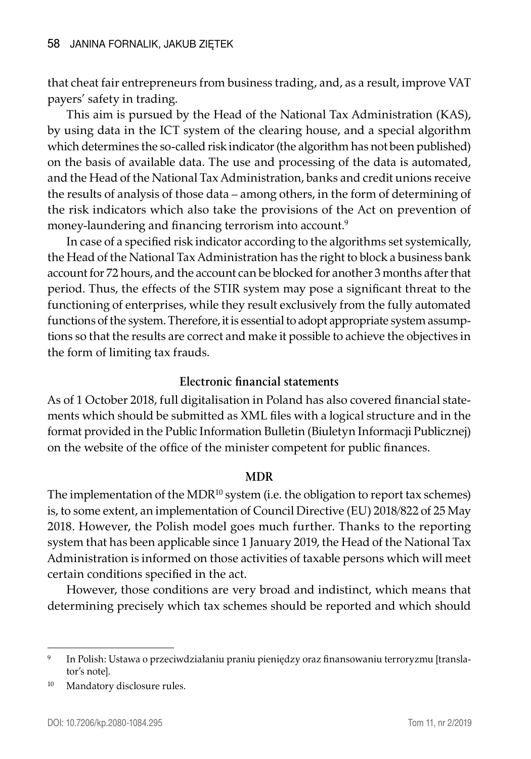that cheat fair entrepreneurs from business trading, and, as a result, improve VAT payers' safety in trading.

This aim is pursued by the Head of the National Tax Administration (KAS), by using data in the ICT system of the clearing house, and a special algorithm which determines the so-called risk indicator (the algorithm has not been published) on the basis of available data. The use and processing of the data is automated, and the Head of the National Tax Administration, banks and credit unions receive the results of analysis of those data – among others, in the form of determining of the risk indicators which also take the provisions of the Act on prevention of money-laundering and financing terrorism into account.[9]

In case of a specified risk indicator according to the algorithms set systemically, the Head of the National Tax Administration has the right to block a business bank account for 72 hours, and the account can be blocked for another 3 months after that period. Thus, the effects of the STIR system may pose a significant threat to the functioning of enterprises, while they result exclusively from the fully automated functions of the system. Therefore, it is essential to adopt appropriate system assumptions so that the results are correct and make it possible to achieve the objectives in the form of limiting tax frauds.

### Electronic financial statements

As of 1 October 2018, full digitalisation in Poland has also covered financial statements which should be submitted as XML files with a logical structure and in the format provided in the Public Information Bulletin (Biuletyn Informacji Publicznej) on the website of the office of the minister competent for public finances.

### MDR

The implementation of the MDR[10] system (i.e. the obligation to report tax schemes) is, to some extent, an implementation of Council Directive (EU) 2018/822 of 25 May 2018. However, the Polish model goes much further. Thanks to the reporting system that has been applicable since 1 January 2019, the Head of the National Tax Administration is informed on those activities of taxable persons which will meet certain conditions specified in the act.

However, those conditions are very broad and indistinct, which means that determining precisely which tax schemes should be reported and which should

---

[9] In Polish: Ustawa o przeciwdziałaniu praniu pieniędzy oraz finansowaniu terroryzmu [translator's note].

[10] Mandatory disclosure rules.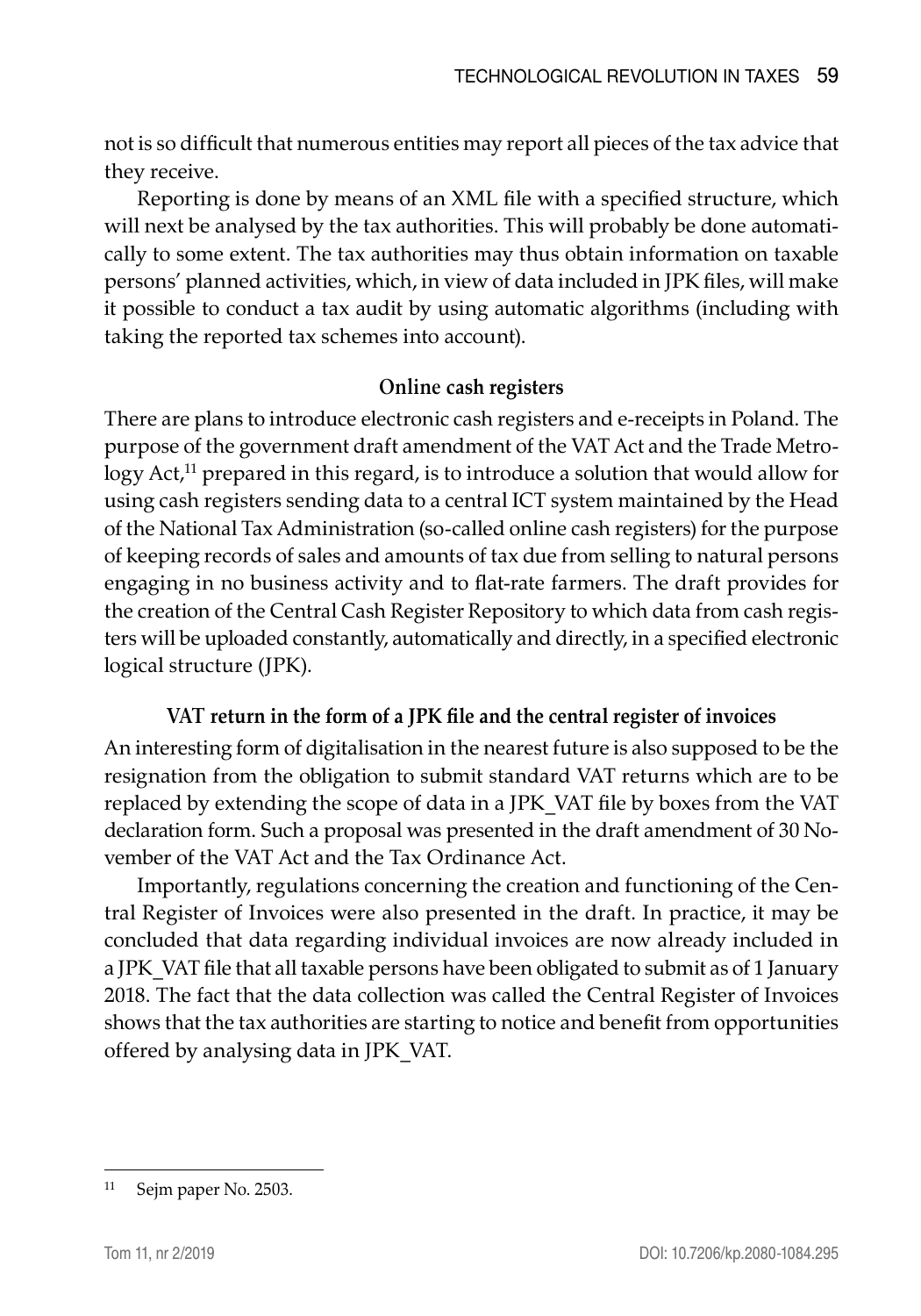not is so difficult that numerous entities may report all pieces of the tax advice that they receive.

Reporting is done by means of an XML file with a specified structure, which will next be analysed by the tax authorities. This will probably be done automatically to some extent. The tax authorities may thus obtain information on taxable persons' planned activities, which, in view of data included in JPK files, will make it possible to conduct a tax audit by using automatic algorithms (including with taking the reported tax schemes into account).

### Online cash registers

There are plans to introduce electronic cash registers and e-receipts in Poland. The purpose of the government draft amendment of the VAT Act and the Trade Metrology Act,[11] prepared in this regard, is to introduce a solution that would allow for using cash registers sending data to a central ICT system maintained by the Head of the National Tax Administration (so-called online cash registers) for the purpose of keeping records of sales and amounts of tax due from selling to natural persons engaging in no business activity and to flat-rate farmers. The draft provides for the creation of the Central Cash Register Repository to which data from cash registers will be uploaded constantly, automatically and directly, in a specified electronic logical structure (JPK).

### VAT return in the form of a JPK file and the central register of invoices

An interesting form of digitalisation in the nearest future is also supposed to be the resignation from the obligation to submit standard VAT returns which are to be replaced by extending the scope of data in a JPK_VAT file by boxes from the VAT declaration form. Such a proposal was presented in the draft amendment of 30 November of the VAT Act and the Tax Ordinance Act.

Importantly, regulations concerning the creation and functioning of the Central Register of Invoices were also presented in the draft. In practice, it may be concluded that data regarding individual invoices are now already included in a JPK_VAT file that all taxable persons have been obligated to submit as of 1 January 2018. The fact that the data collection was called the Central Register of Invoices shows that the tax authorities are starting to notice and benefit from opportunities offered by analysing data in JPK_VAT.

---

[11] Sejm paper No. 2503.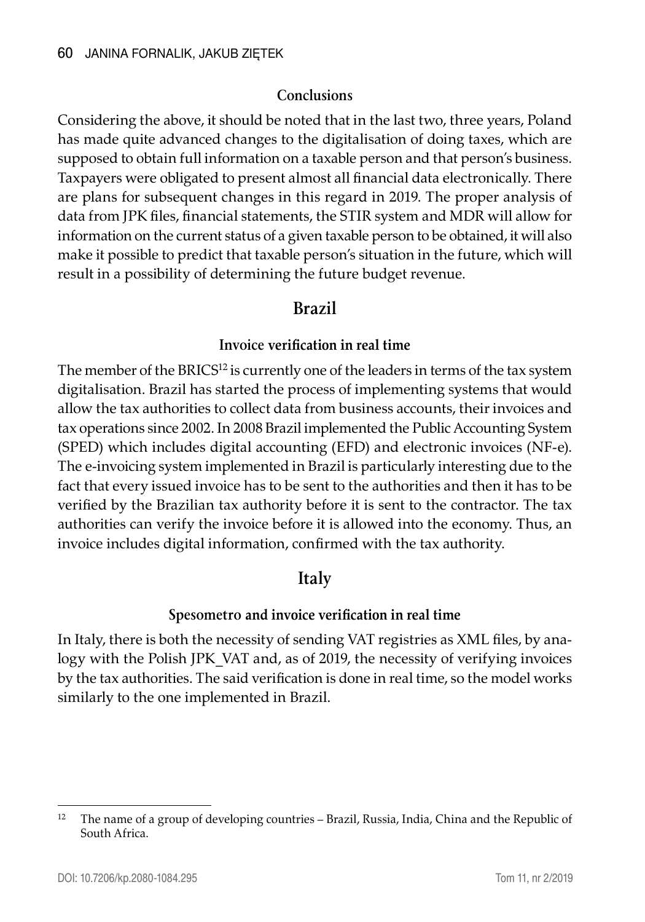### Conclusions

Considering the above, it should be noted that in the last two, three years, Poland has made quite advanced changes to the digitalisation of doing taxes, which are supposed to obtain full information on a taxable person and that person's business. Taxpayers were obligated to present almost all financial data electronically. There are plans for subsequent changes in this regard in 2019. The proper analysis of data from JPK files, financial statements, the STIR system and MDR will allow for information on the current status of a given taxable person to be obtained, it will also make it possible to predict that taxable person's situation in the future, which will result in a possibility of determining the future budget revenue.

## Brazil

### Invoice verification in real time

The member of the BRICS[12] is currently one of the leaders in terms of the tax system digitalisation. Brazil has started the process of implementing systems that would allow the tax authorities to collect data from business accounts, their invoices and tax operations since 2002. In 2008 Brazil implemented the Public Accounting System (SPED) which includes digital accounting (EFD) and electronic invoices (NF-e). The e-invoicing system implemented in Brazil is particularly interesting due to the fact that every issued invoice has to be sent to the authorities and then it has to be verified by the Brazilian tax authority before it is sent to the contractor. The tax authorities can verify the invoice before it is allowed into the economy. Thus, an invoice includes digital information, confirmed with the tax authority.

## Italy

### Spesometro and invoice verification in real time

In Italy, there is both the necessity of sending VAT registries as XML files, by analogy with the Polish JPK_VAT and, as of 2019, the necessity of verifying invoices by the tax authorities. The said verification is done in real time, so the model works similarly to the one implemented in Brazil.

---

[12] The name of a group of developing countries – Brazil, Russia, India, China and the Republic of South Africa.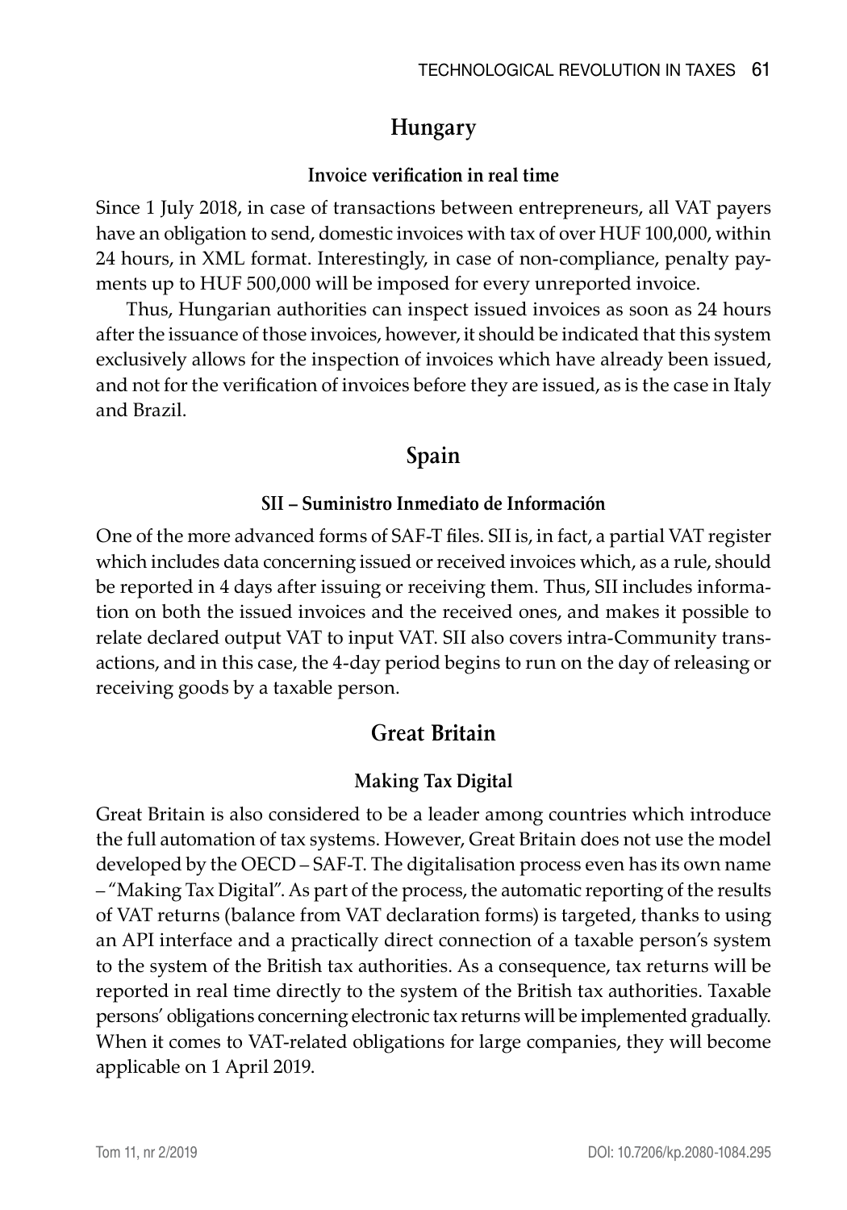## Hungary

### Invoice verification in real time

Since 1 July 2018, in case of transactions between entrepreneurs, all VAT payers have an obligation to send, domestic invoices with tax of over HUF 100,000, within 24 hours, in XML format. Interestingly, in case of non-compliance, penalty payments up to HUF 500,000 will be imposed for every unreported invoice.

Thus, Hungarian authorities can inspect issued invoices as soon as 24 hours after the issuance of those invoices, however, it should be indicated that this system exclusively allows for the inspection of invoices which have already been issued, and not for the verification of invoices before they are issued, as is the case in Italy and Brazil.

## Spain

### SII – Suministro Inmediato de Información

One of the more advanced forms of SAF-T files. SII is, in fact, a partial VAT register which includes data concerning issued or received invoices which, as a rule, should be reported in 4 days after issuing or receiving them. Thus, SII includes information on both the issued invoices and the received ones, and makes it possible to relate declared output VAT to input VAT. SII also covers intra-Community transactions, and in this case, the 4-day period begins to run on the day of releasing or receiving goods by a taxable person.

## Great Britain

### Making Tax Digital

Great Britain is also considered to be a leader among countries which introduce the full automation of tax systems. However, Great Britain does not use the model developed by the OECD – SAF-T. The digitalisation process even has its own name – "Making Tax Digital". As part of the process, the automatic reporting of the results of VAT returns (balance from VAT declaration forms) is targeted, thanks to using an API interface and a practically direct connection of a taxable person's system to the system of the British tax authorities. As a consequence, tax returns will be reported in real time directly to the system of the British tax authorities. Taxable persons' obligations concerning electronic tax returns will be implemented gradually. When it comes to VAT-related obligations for large companies, they will become applicable on 1 April 2019.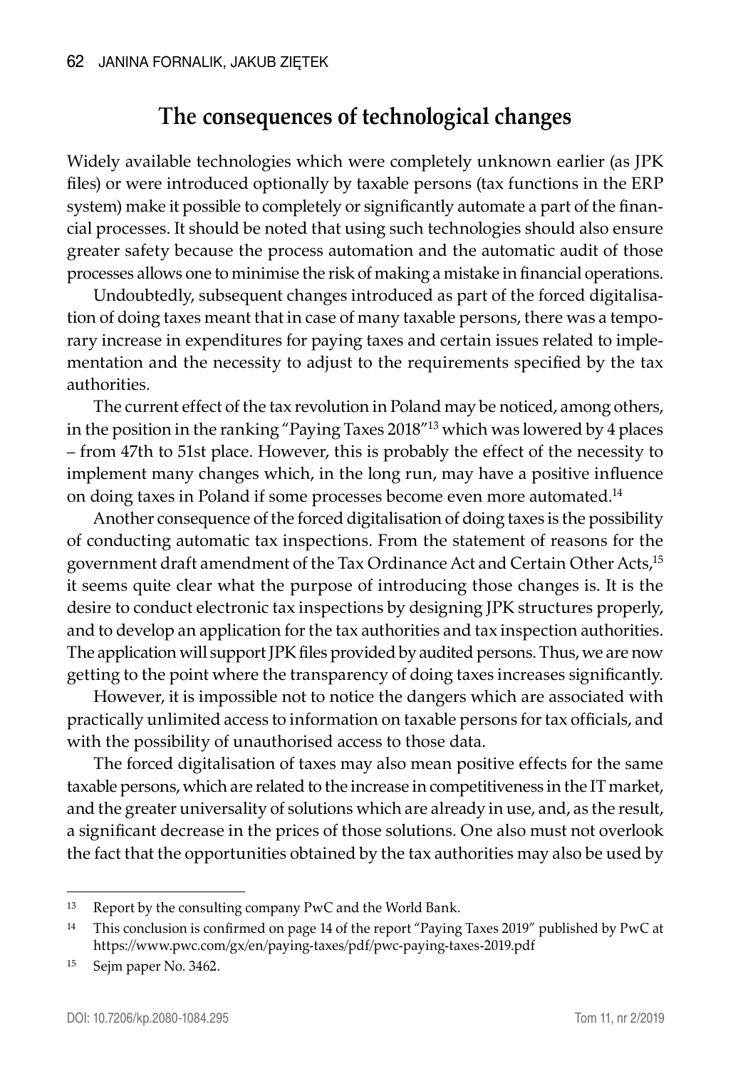## The consequences of technological changes

Widely available technologies which were completely unknown earlier (as JPK files) or were introduced optionally by taxable persons (tax functions in the ERP system) make it possible to completely or significantly automate a part of the financial processes. It should be noted that using such technologies should also ensure greater safety because the process automation and the automatic audit of those processes allows one to minimise the risk of making a mistake in financial operations.

Undoubtedly, subsequent changes introduced as part of the forced digitalisation of doing taxes meant that in case of many taxable persons, there was a temporary increase in expenditures for paying taxes and certain issues related to implementation and the necessity to adjust to the requirements specified by the tax authorities.

The current effect of the tax revolution in Poland may be noticed, among others, in the position in the ranking "Paying Taxes 2018"[13] which was lowered by 4 places – from 47th to 51st place. However, this is probably the effect of the necessity to implement many changes which, in the long run, may have a positive influence on doing taxes in Poland if some processes become even more automated.[14]

Another consequence of the forced digitalisation of doing taxes is the possibility of conducting automatic tax inspections. From the statement of reasons for the government draft amendment of the Tax Ordinance Act and Certain Other Acts,[15] it seems quite clear what the purpose of introducing those changes is. It is the desire to conduct electronic tax inspections by designing JPK structures properly, and to develop an application for the tax authorities and tax inspection authorities. The application will support JPK files provided by audited persons. Thus, we are now getting to the point where the transparency of doing taxes increases significantly.

However, it is impossible not to notice the dangers which are associated with practically unlimited access to information on taxable persons for tax officials, and with the possibility of unauthorised access to those data.

The forced digitalisation of taxes may also mean positive effects for the same taxable persons, which are related to the increase in competitiveness in the IT market, and the greater universality of solutions which are already in use, and, as the result, a significant decrease in the prices of those solutions. One also must not overlook the fact that the opportunities obtained by the tax authorities may also be used by

---

[13] Report by the consulting company PwC and the World Bank.

[14] This conclusion is confirmed on page 14 of the report "Paying Taxes 2019" published by PwC at https://www.pwc.com/gx/en/paying-taxes/pdf/pwc-paying-taxes-2019.pdf

[15] Sejm paper No. 3462.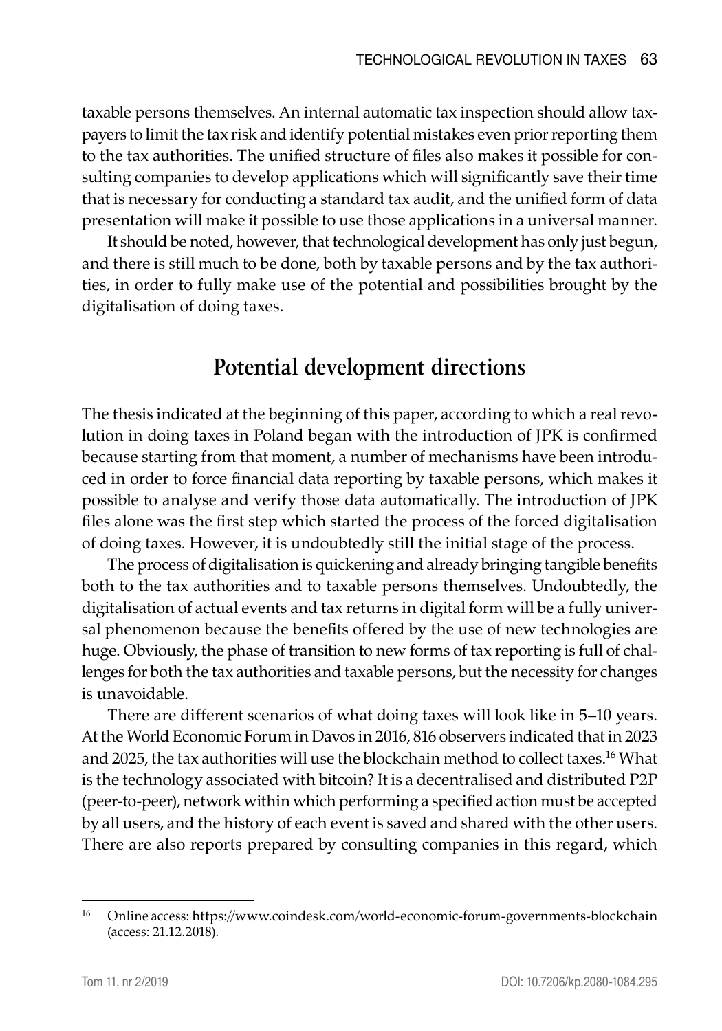taxable persons themselves. An internal automatic tax inspection should allow taxpayers to limit the tax risk and identify potential mistakes even prior reporting them to the tax authorities. The unified structure of files also makes it possible for consulting companies to develop applications which will significantly save their time that is necessary for conducting a standard tax audit, and the unified form of data presentation will make it possible to use those applications in a universal manner.

It should be noted, however, that technological development has only just begun, and there is still much to be done, both by taxable persons and by the tax authorities, in order to fully make use of the potential and possibilities brought by the digitalisation of doing taxes.

## Potential development directions

The thesis indicated at the beginning of this paper, according to which a real revolution in doing taxes in Poland began with the introduction of JPK is confirmed because starting from that moment, a number of mechanisms have been introduced in order to force financial data reporting by taxable persons, which makes it possible to analyse and verify those data automatically. The introduction of JPK files alone was the first step which started the process of the forced digitalisation of doing taxes. However, it is undoubtedly still the initial stage of the process.

The process of digitalisation is quickening and already bringing tangible benefits both to the tax authorities and to taxable persons themselves. Undoubtedly, the digitalisation of actual events and tax returns in digital form will be a fully universal phenomenon because the benefits offered by the use of new technologies are huge. Obviously, the phase of transition to new forms of tax reporting is full of challenges for both the tax authorities and taxable persons, but the necessity for changes is unavoidable.

There are different scenarios of what doing taxes will look like in 5–10 years. At the World Economic Forum in Davos in 2016, 816 observers indicated that in 2023 and 2025, the tax authorities will use the blockchain method to collect taxes.[16] What is the technology associated with bitcoin? It is a decentralised and distributed P2P (peer-to-peer), network within which performing a specified action must be accepted by all users, and the history of each event is saved and shared with the other users. There are also reports prepared by consulting companies in this regard, which

[16] Online access: https://www.coindesk.com/world-economic-forum-governments-blockchain (access: 21.12.2018).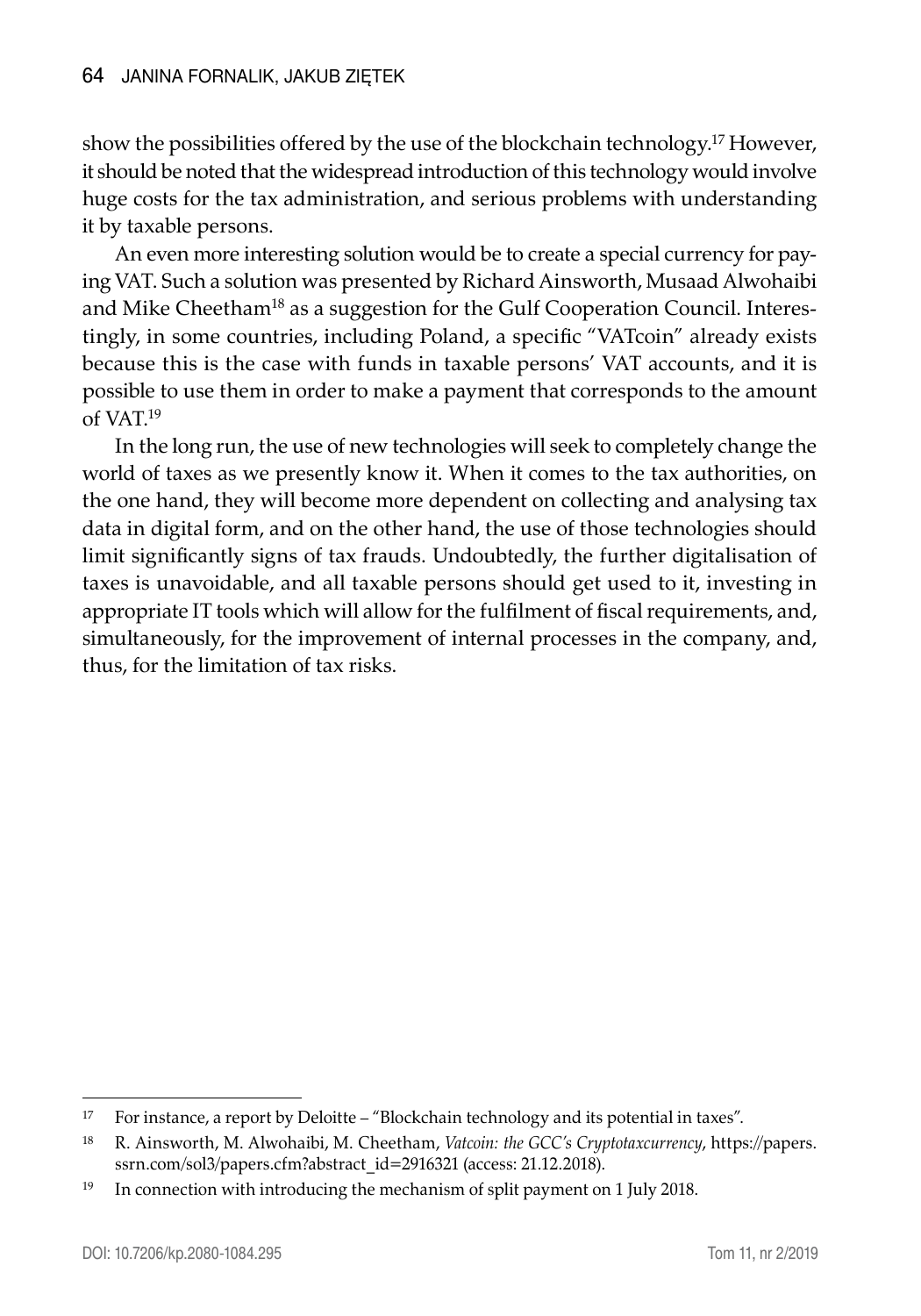show the possibilities offered by the use of the blockchain technology.[17] However, it should be noted that the widespread introduction of this technology would involve huge costs for the tax administration, and serious problems with understanding it by taxable persons.

An even more interesting solution would be to create a special currency for paying VAT. Such a solution was presented by Richard Ainsworth, Musaad Alwohaibi and Mike Cheetham[18] as a suggestion for the Gulf Cooperation Council. Interestingly, in some countries, including Poland, a specific "VATcoin" already exists because this is the case with funds in taxable persons' VAT accounts, and it is possible to use them in order to make a payment that corresponds to the amount of VAT.[19]

In the long run, the use of new technologies will seek to completely change the world of taxes as we presently know it. When it comes to the tax authorities, on the one hand, they will become more dependent on collecting and analysing tax data in digital form, and on the other hand, the use of those technologies should limit significantly signs of tax frauds. Undoubtedly, the further digitalisation of taxes is unavoidable, and all taxable persons should get used to it, investing in appropriate IT tools which will allow for the fulfilment of fiscal requirements, and, simultaneously, for the improvement of internal processes in the company, and, thus, for the limitation of tax risks.

---

[17] For instance, a report by Deloitte – "Blockchain technology and its potential in taxes".

[18] R. Ainsworth, M. Alwohaibi, M. Cheetham, *Vatcoin: the GCC's Cryptotaxcurrency*, https://papers.ssrn.com/sol3/papers.cfm?abstract_id=2916321 (access: 21.12.2018).

[19] In connection with introducing the mechanism of split payment on 1 July 2018.